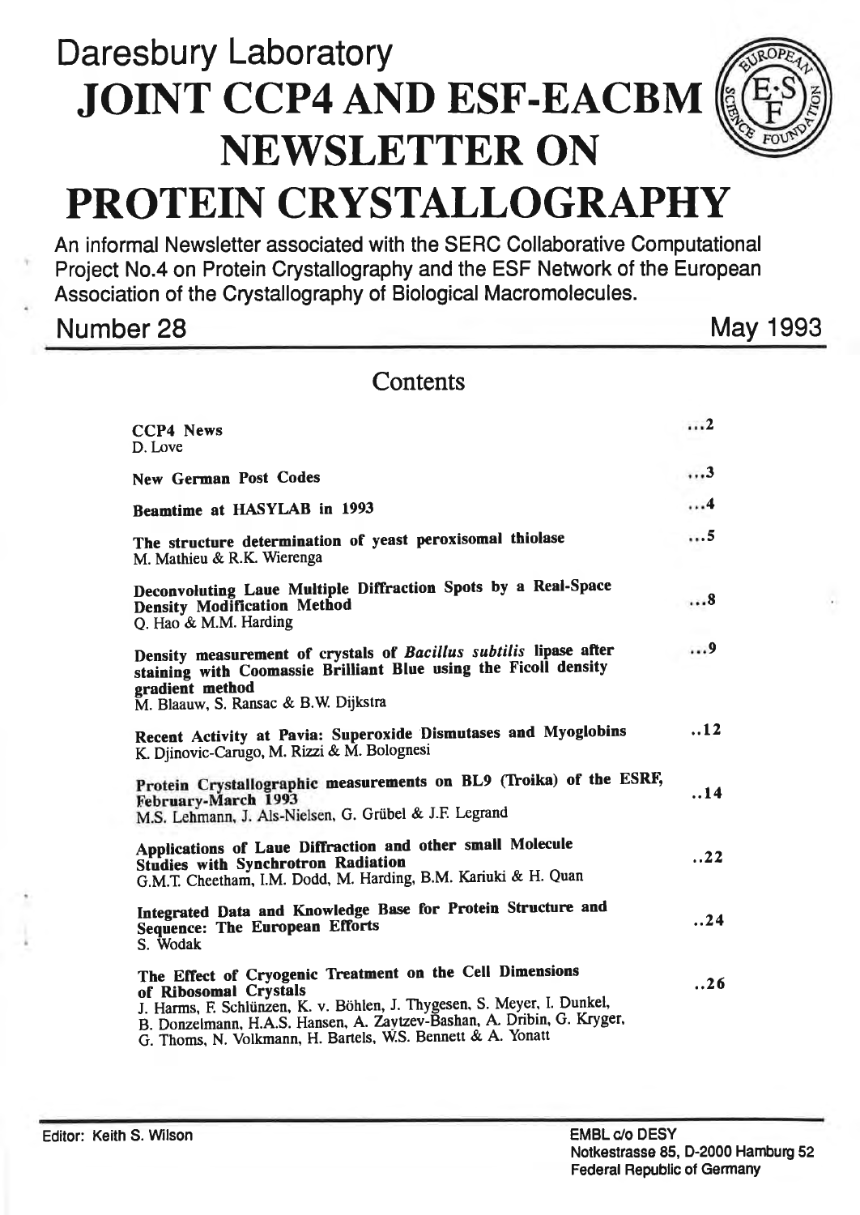# Daresbury Laboratory

# JOINT CCP4 AND ESF-EACBM NEWSLETTER ON PROTEIN CRYSTALLOGRAPHY

An informal Newsletter associated with the SERC Collaborative Computational Project No.4 on Protein Crystallography and the ESF Network of the European Association of the Crystallography of Biological Macromolecules.

Number 28 May 1993

## Contents

| | |
|---|---|
| **CCP4 News**<br>D. Love | ...2 |
| **New German Post Codes** | ...3 |
| **Beamtime at HASYLAB in 1993** | ...4 |
| **The structure determination of yeast peroxisomal thiolase**<br>M. Mathieu & R.K. Wierenga | ...5 |
| **Deconvoluting Laue Multiple Diffraction Spots by a Real-Space Density Modification Method**<br>Q. Hao & M.M. Harding | ...8 |
| **Density measurement of crystals of *Bacillus subtilis* lipase after staining with Coomassie Brilliant Blue using the Ficoll density gradient method**<br>M. Blaauw, S. Ransac & B.W. Dijkstra | ...9 |
| **Recent Activity at Pavia: Superoxide Dismutases and Myoglobins**<br>K. Djinovic-Carugo, M. Rizzi & M. Bolognesi | ..12 |
| **Protein Crystallographic measurements on BL9 (Troika) of the ESRF, February-March 1993**<br>M.S. Lehmann, J. Als-Nielsen, G. Grübel & J.F. Legrand | ..14 |
| **Applications of Laue Diffraction and other small Molecule Studies with Synchrotron Radiation**<br>G.M.T. Cheetham, I.M. Dodd, M. Harding, B.M. Kariuki & H. Quan | ..22 |
| **Integrated Data and Knowledge Base for Protein Structure and Sequence: The European Efforts**<br>S. Wodak | ..24 |
| **The Effect of Cryogenic Treatment on the Cell Dimensions of Ribosomal Crystals**<br>J. Harms, F. Schlünzen, K. v. Böhlen, J. Thygesen, S. Meyer, I. Dunkel, B. Donzelmann, H.A.S. Hansen, A. Zaytzev-Bashan, A. Dribin, G. Kryger, G. Thoms, N. Volkmann, H. Bartels, W.S. Bennett & A. Yonatt | ..26 |

Editor: Keith S. Wilson

EMBL c/o DESY
Notkestrasse 85, D-2000 Hamburg 52
Federal Republic of Germany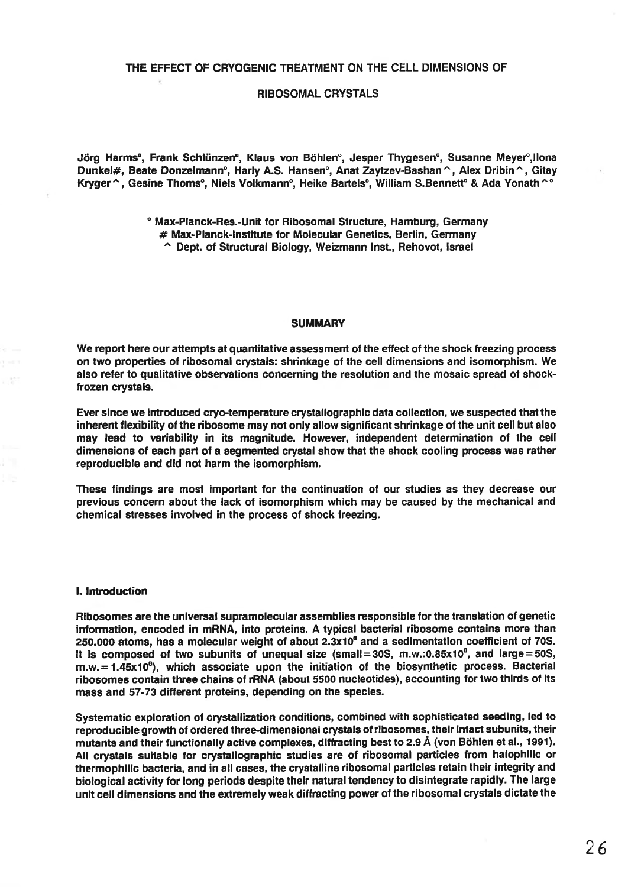# THE EFFECT OF CRYOGENIC TREATMENT ON THE CELL DIMENSIONS OF RIBOSOMAL CRYSTALS

Jörg Harms°, Frank Schlünzen°, Klaus von Böhlen°, Jesper Thygesen°, Susanne Meyer°, Ilona Dunkel#, Beate Donzelmann°, Harly A.S. Hansen°, Anat Zaytzev-Bashan^, Alex Dribin^, Gitay Kryger^, Gesine Thoms°, Niels Volkmann°, Heike Bartels°, William S.Bennett° & Ada Yonath^°

° Max-Planck-Res.-Unit for Ribosomal Structure, Hamburg, Germany
# Max-Planck-Institute for Molecular Genetics, Berlin, Germany
^ Dept. of Structural Biology, Weizmann Inst., Rehovot, Israel

## SUMMARY

We report here our attempts at quantitative assessment of the effect of the shock freezing process on two properties of ribosomal crystals: shrinkage of the cell dimensions and isomorphism. We also refer to qualitative observations concerning the resolution and the mosaic spread of shock-frozen crystals.

Ever since we introduced cryo-temperature crystallographic data collection, we suspected that the inherent flexibility of the ribosome may not only allow significant shrinkage of the unit cell but also may lead to variability in its magnitude. However, independent determination of the cell dimensions of each part of a segmented crystal show that the shock cooling process was rather reproducible and did not harm the isomorphism.

These findings are most important for the continuation of our studies as they decrease our previous concern about the lack of isomorphism which may be caused by the mechanical and chemical stresses involved in the process of shock freezing.

## I. Introduction

Ribosomes are the universal supramolecular assemblies responsible for the translation of genetic information, encoded in mRNA, into proteins. A typical bacterial ribosome contains more than 250.000 atoms, has a molecular weight of about $2.3x10^6$ and a sedimentation coefficient of 70S. It is composed of two subunits of unequal size (small=30S, m.w.:$0.85x10^6$, and large=50S, m.w.=$1.45x10^6$), which associate upon the initiation of the biosynthetic process. Bacterial ribosomes contain three chains of rRNA (about 5500 nucleotides), accounting for two thirds of its mass and 57-73 different proteins, depending on the species.

Systematic exploration of crystallization conditions, combined with sophisticated seeding, led to reproducible growth of ordered three-dimensional crystals of ribosomes, their intact subunits, their mutants and their functionally active complexes, diffracting best to 2.9 Å (von Böhlen et al., 1991). All crystals suitable for crystallographic studies are of ribosomal particles from halophilic or thermophilic bacteria, and in all cases, the crystalline ribosomal particles retain their integrity and biological activity for long periods despite their natural tendency to disintegrate rapidly. The large unit cell dimensions and the extremely weak diffracting power of the ribosomal crystals dictate the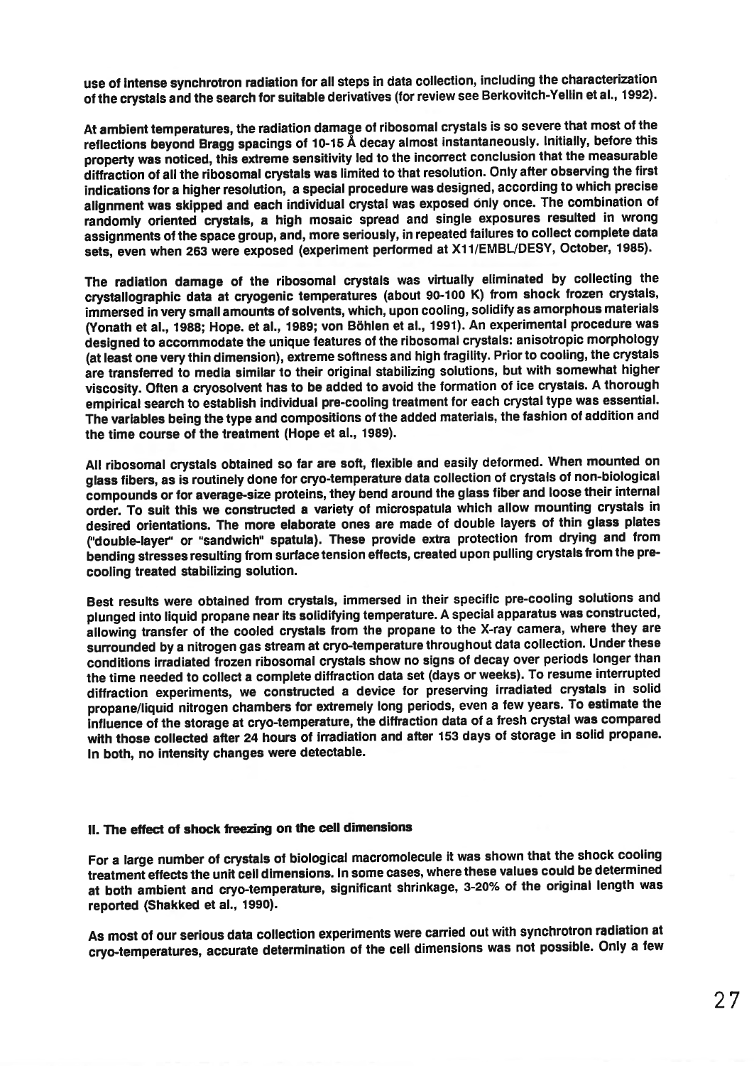use of intense synchrotron radiation for all steps in data collection, including the characterization of the crystals and the search for suitable derivatives (for review see Berkovitch-Yellin et al., 1992).

At ambient temperatures, the radiation damage of ribosomal crystals is so severe that most of the reflections beyond Bragg spacings of 10-15 Å decay almost instantaneously. Initially, before this property was noticed, this extreme sensitivity led to the incorrect conclusion that the measurable diffraction of all the ribosomal crystals was limited to that resolution. Only after observing the first indications for a higher resolution, a special procedure was designed, according to which precise alignment was skipped and each individual crystal was exposed only once. The combination of randomly oriented crystals, a high mosaic spread and single exposures resulted in wrong assignments of the space group, and, more seriously, in repeated failures to collect complete data sets, even when 263 were exposed (experiment performed at X11/EMBL/DESY, October, 1985).

The radiation damage of the ribosomal crystals was virtually eliminated by collecting the crystallographic data at cryogenic temperatures (about 90-100 K) from shock frozen crystals, immersed in very small amounts of solvents, which, upon cooling, solidify as amorphous materials (Yonath et al., 1988; Hope. et al., 1989; von Böhlen et al., 1991). An experimental procedure was designed to accommodate the unique features of the ribosomal crystals: anisotropic morphology (at least one very thin dimension), extreme softness and high fragility. Prior to cooling, the crystals are transferred to media similar to their original stabilizing solutions, but with somewhat higher viscosity. Often a cryosolvent has to be added to avoid the formation of ice crystals. A thorough empirical search to establish individual pre-cooling treatment for each crystal type was essential. The variables being the type and compositions of the added materials, the fashion of addition and the time course of the treatment (Hope et al., 1989).

All ribosomal crystals obtained so far are soft, flexible and easily deformed. When mounted on glass fibers, as is routinely done for cryo-temperature data collection of crystals of non-biological compounds or for average-size proteins, they bend around the glass fiber and loose their internal order. To suit this we constructed a variety of microspatula which allow mounting crystals in desired orientations. The more elaborate ones are made of double layers of thin glass plates ("double-layer" or "sandwich" spatula). These provide extra protection from drying and from bending stresses resulting from surface tension effects, created upon pulling crystals from the pre-cooling treated stabilizing solution.

Best results were obtained from crystals, immersed in their specific pre-cooling solutions and plunged into liquid propane near its solidifying temperature. A special apparatus was constructed, allowing transfer of the cooled crystals from the propane to the X-ray camera, where they are surrounded by a nitrogen gas stream at cryo-temperature throughout data collection. Under these conditions irradiated frozen ribosomal crystals show no signs of decay over periods longer than the time needed to collect a complete diffraction data set (days or weeks). To resume interrupted diffraction experiments, we constructed a device for preserving irradiated crystals in solid propane/liquid nitrogen chambers for extremely long periods, even a few years. To estimate the influence of the storage at cryo-temperature, the diffraction data of a fresh crystal was compared with those collected after 24 hours of irradiation and after 153 days of storage in solid propane. In both, no intensity changes were detectable.

## II. The effect of shock freezing on the cell dimensions

For a large number of crystals of biological macromolecule it was shown that the shock cooling treatment effects the unit cell dimensions. In some cases, where these values could be determined at both ambient and cryo-temperature, significant shrinkage, 3-20% of the original length was reported (Shakked et al., 1990).

As most of our serious data collection experiments were carried out with synchrotron radiation at cryo-temperatures, accurate determination of the cell dimensions was not possible. Only a few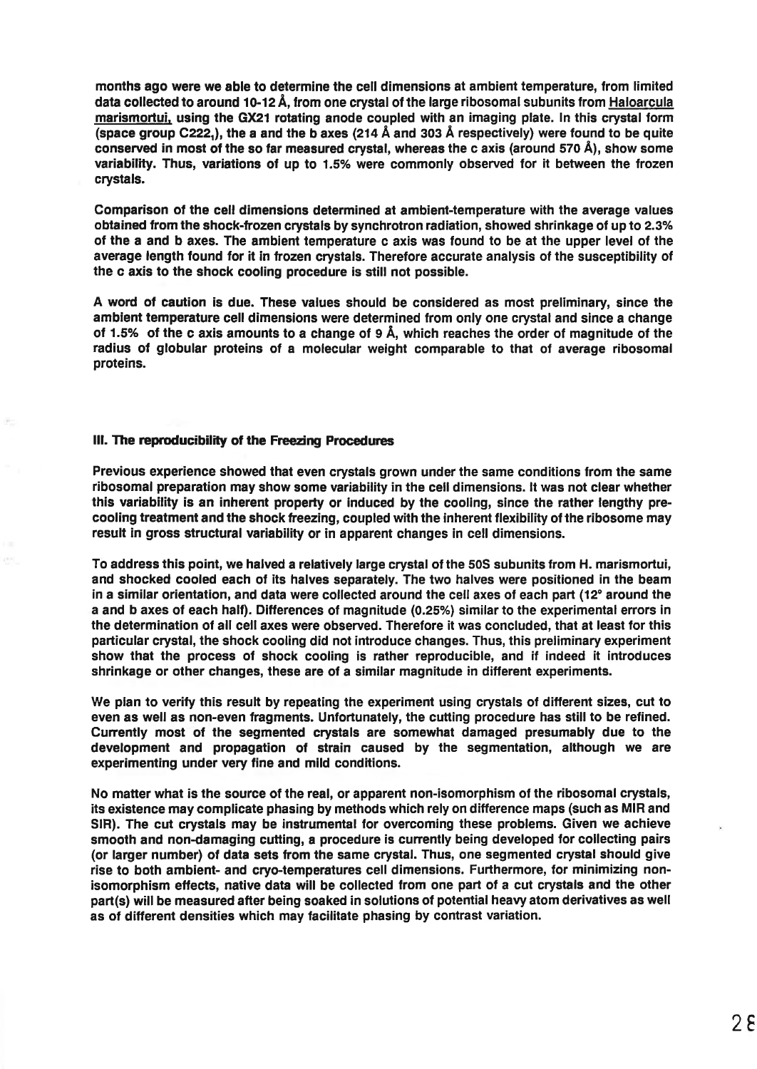months ago were we able to determine the cell dimensions at ambient temperature, from limited data collected to around 10-12 Å, from one crystal of the large ribosomal subunits from Haloarcula marismortui, using the GX21 rotating anode coupled with an imaging plate. In this crystal form (space group $C222_1$), the a and the b axes (214 Å and 303 Å respectively) were found to be quite conserved in most of the so far measured crystal, whereas the c axis (around 570 Å), show some variability. Thus, variations of up to 1.5% were commonly observed for it between the frozen crystals.

Comparison of the cell dimensions determined at ambient-temperature with the average values obtained from the shock-frozen crystals by synchrotron radiation, showed shrinkage of up to 2.3% of the a and b axes. The ambient temperature c axis was found to be at the upper level of the average length found for it in frozen crystals. Therefore accurate analysis of the susceptibility of the c axis to the shock cooling procedure is still not possible.

A word of caution is due. These values should be considered as most preliminary, since the ambient temperature cell dimensions were determined from only one crystal and since a change of 1.5% of the c axis amounts to a change of 9 Å, which reaches the order of magnitude of the radius of globular proteins of a molecular weight comparable to that of average ribosomal proteins.

### III. The reproducibility of the Freezing Procedures

Previous experience showed that even crystals grown under the same conditions from the same ribosomal preparation may show some variability in the cell dimensions. It was not clear whether this variability is an inherent property or induced by the cooling, since the rather lengthy pre-cooling treatment and the shock freezing, coupled with the inherent flexibility of the ribosome may result in gross structural variability or in apparent changes in cell dimensions.

To address this point, we halved a relatively large crystal of the 50S subunits from H. marismortui, and shocked cooled each of its halves separately. The two halves were positioned in the beam in a similar orientation, and data were collected around the cell axes of each part (12° around the a and b axes of each half). Differences of magnitude (0.25%) similar to the experimental errors in the determination of all cell axes were observed. Therefore it was concluded, that at least for this particular crystal, the shock cooling did not introduce changes. Thus, this preliminary experiment show that the process of shock cooling is rather reproducible, and if indeed it introduces shrinkage or other changes, these are of a similar magnitude in different experiments.

We plan to verify this result by repeating the experiment using crystals of different sizes, cut to even as well as non-even fragments. Unfortunately, the cutting procedure has still to be refined. Currently most of the segmented crystals are somewhat damaged presumably due to the development and propagation of strain caused by the segmentation, although we are experimenting under very fine and mild conditions.

No matter what is the source of the real, or apparent non-isomorphism of the ribosomal crystals, its existence may complicate phasing by methods which rely on difference maps (such as MIR and SIR). The cut crystals may be instrumental for overcoming these problems. Given we achieve smooth and non-damaging cutting, a procedure is currently being developed for collecting pairs (or larger number) of data sets from the same crystal. Thus, one segmented crystal should give rise to both ambient- and cryo-temperatures cell dimensions. Furthermore, for minimizing non-isomorphism effects, native data will be collected from one part of a cut crystals and the other part(s) will be measured after being soaked in solutions of potential heavy atom derivatives as well as of different densities which may facilitate phasing by contrast variation.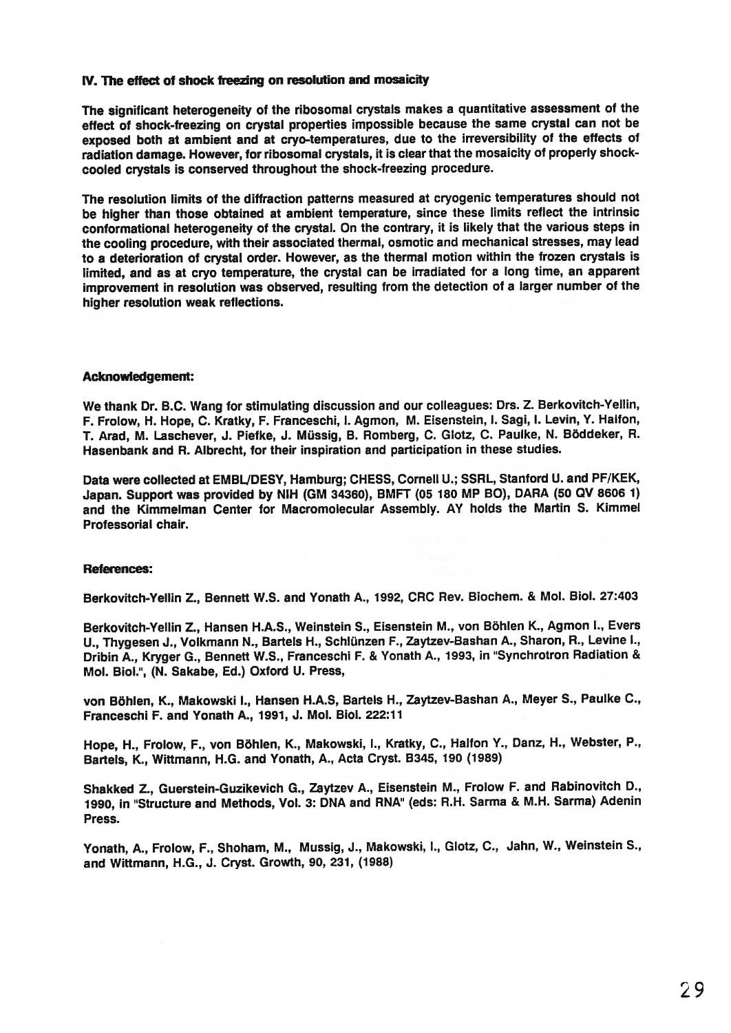## IV. The effect of shock freezing on resolution and mosaicity

The significant heterogeneity of the ribosomal crystals makes a quantitative assessment of the effect of shock-freezing on crystal properties impossible because the same crystal can not be exposed both at ambient and at cryo-temperatures, due to the irreversibility of the effects of radiation damage. However, for ribosomal crystals, it is clear that the mosaicity of properly shock-cooled crystals is conserved throughout the shock-freezing procedure.

The resolution limits of the diffraction patterns measured at cryogenic temperatures should not be higher than those obtained at ambient temperature, since these limits reflect the intrinsic conformational heterogeneity of the crystal. On the contrary, it is likely that the various steps in the cooling procedure, with their associated thermal, osmotic and mechanical stresses, may lead to a deterioration of crystal order. However, as the thermal motion within the frozen crystals is limited, and as at cryo temperature, the crystal can be irradiated for a long time, an apparent improvement in resolution was observed, resulting from the detection of a larger number of the higher resolution weak reflections.

### Acknowledgement:

We thank Dr. B.C. Wang for stimulating discussion and our colleagues: Drs. Z. Berkovitch-Yellin, F. Frolow, H. Hope, C. Kratky, F. Franceschi, I. Agmon, M. Eisenstein, I. Sagi, I. Levin, Y. Halfon, T. Arad, M. Laschever, J. Piefke, J. Müssig, B. Romberg, C. Glotz, C. Paulke, N. Böddeker, R. Hasenbank and R. Albrecht, for their inspiration and participation in these studies.

Data were collected at EMBL/DESY, Hamburg; CHESS, Cornell U.; SSRL, Stanford U. and PF/KEK, Japan. Support was provided by NIH (GM 34360), BMFT (05 180 MP BO), DARA (50 QV 8606 1) and the Kimmelman Center for Macromolecular Assembly. AY holds the Martin S. Kimmel Professorial chair.

### References:

Berkovitch-Yellin Z., Bennett W.S. and Yonath A., 1992, CRC Rev. Biochem. & Mol. Biol. 27:403

Berkovitch-Yellin Z., Hansen H.A.S., Weinstein S., Eisenstein M., von Böhlen K., Agmon I., Evers U., Thygesen J., Volkmann N., Bartels H., Schlünzen F., Zaytzev-Bashan A., Sharon, R., Levine I., Dribin A., Kryger G., Bennett W.S., Franceschi F. & Yonath A., 1993, in "Synchrotron Radiation & Mol. Biol.", (N. Sakabe, Ed.) Oxford U. Press,

von Böhlen, K., Makowski I., Hansen H.A.S, Bartels H., Zaytzev-Bashan A., Meyer S., Paulke C., Franceschi F. and Yonath A., 1991, J. Mol. Biol. 222:11

Hope, H., Frolow, F., von Böhlen, K., Makowski, I., Kratky, C., Halfon Y., Danz, H., Webster, P., Bartels, K., Wittmann, H.G. and Yonath, A., Acta Cryst. B345, 190 (1989)

Shakked Z., Guerstein-Guzikevich G., Zaytzev A., Eisenstein M., Frolow F. and Rabinovitch D., 1990, in "Structure and Methods, Vol. 3: DNA and RNA" (eds: R.H. Sarma & M.H. Sarma) Adenin Press.

Yonath, A., Frolow, F., Shoham, M., Mussig, J., Makowski, I., Glotz, C., Jahn, W., Weinstein S., and Wittmann, H.G., J. Cryst. Growth, 90, 231, (1988)